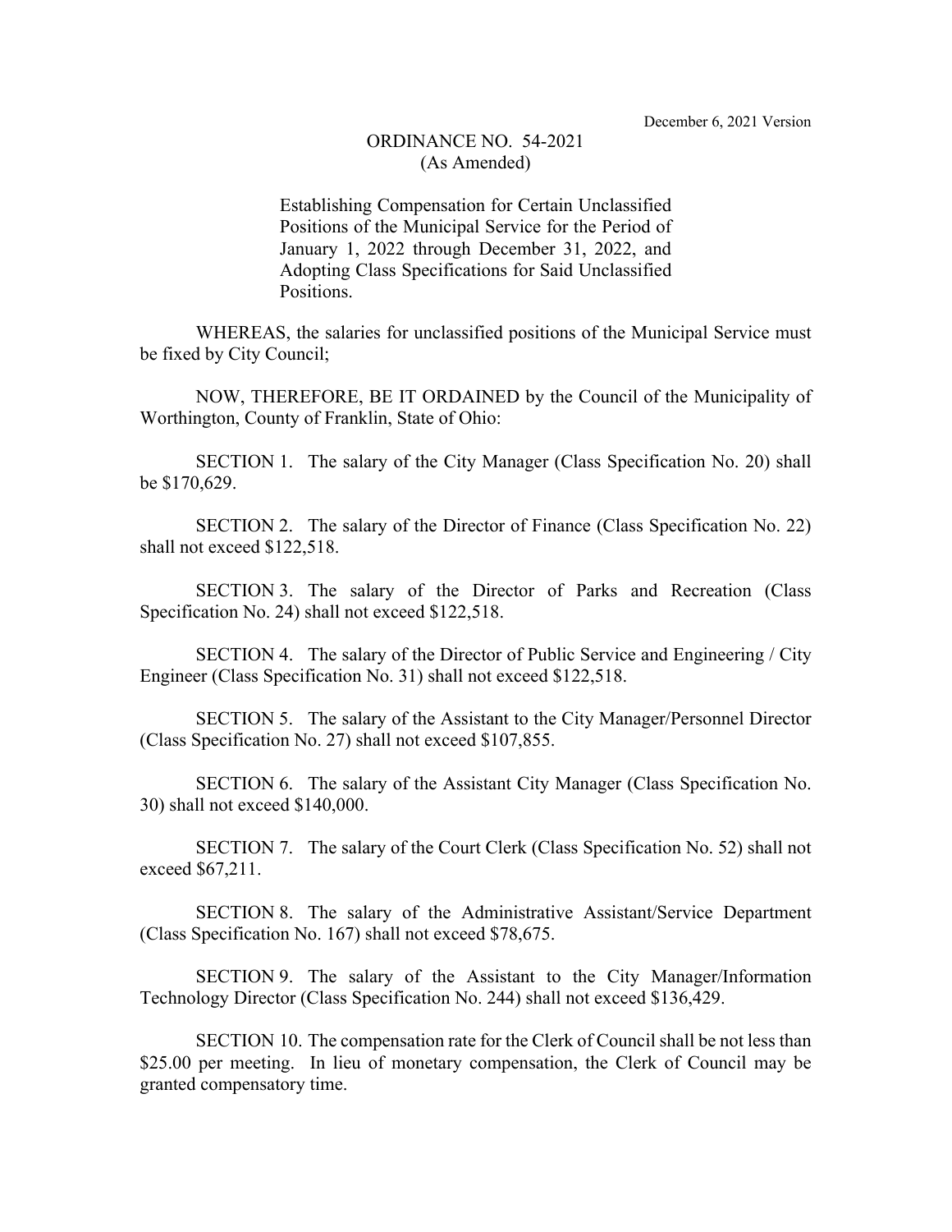December 6, 2021 Version

# ORDINANCE NO. 54-2021
(As Amended)

Establishing Compensation for Certain Unclassified Positions of the Municipal Service for the Period of January 1, 2022 through December 31, 2022, and Adopting Class Specifications for Said Unclassified Positions.

WHEREAS, the salaries for unclassified positions of the Municipal Service must be fixed by City Council;

NOW, THEREFORE, BE IT ORDAINED by the Council of the Municipality of Worthington, County of Franklin, State of Ohio:

SECTION 1. The salary of the City Manager (Class Specification No. 20) shall be $170,629.

SECTION 2. The salary of the Director of Finance (Class Specification No. 22) shall not exceed $122,518.

SECTION 3. The salary of the Director of Parks and Recreation (Class Specification No. 24) shall not exceed $122,518.

SECTION 4. The salary of the Director of Public Service and Engineering / City Engineer (Class Specification No. 31) shall not exceed $122,518.

SECTION 5. The salary of the Assistant to the City Manager/Personnel Director (Class Specification No. 27) shall not exceed $107,855.

SECTION 6. The salary of the Assistant City Manager (Class Specification No. 30) shall not exceed $140,000.

SECTION 7. The salary of the Court Clerk (Class Specification No. 52) shall not exceed $67,211.

SECTION 8. The salary of the Administrative Assistant/Service Department (Class Specification No. 167) shall not exceed $78,675.

SECTION 9. The salary of the Assistant to the City Manager/Information Technology Director (Class Specification No. 244) shall not exceed $136,429.

SECTION 10. The compensation rate for the Clerk of Council shall be not less than $25.00 per meeting. In lieu of monetary compensation, the Clerk of Council may be granted compensatory time.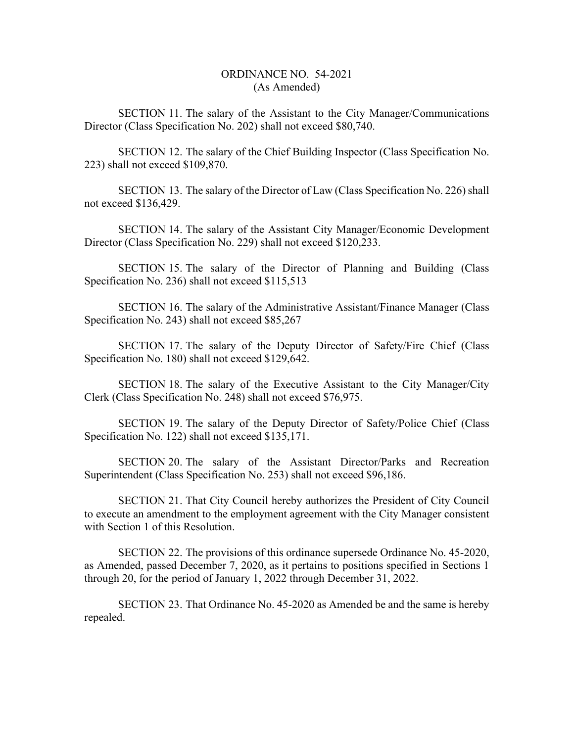ORDINANCE NO. 54-2021
(As Amended)

SECTION 11. The salary of the Assistant to the City Manager/Communications Director (Class Specification No. 202) shall not exceed $80,740.

SECTION 12. The salary of the Chief Building Inspector (Class Specification No. 223) shall not exceed $109,870.

SECTION 13. The salary of the Director of Law (Class Specification No. 226) shall not exceed $136,429.

SECTION 14. The salary of the Assistant City Manager/Economic Development Director (Class Specification No. 229) shall not exceed $120,233.

SECTION 15. The salary of the Director of Planning and Building (Class Specification No. 236) shall not exceed $115,513

SECTION 16. The salary of the Administrative Assistant/Finance Manager (Class Specification No. 243) shall not exceed $85,267

SECTION 17. The salary of the Deputy Director of Safety/Fire Chief (Class Specification No. 180) shall not exceed $129,642.

SECTION 18. The salary of the Executive Assistant to the City Manager/City Clerk (Class Specification No. 248) shall not exceed $76,975.

SECTION 19. The salary of the Deputy Director of Safety/Police Chief (Class Specification No. 122) shall not exceed $135,171.

SECTION 20. The salary of the Assistant Director/Parks and Recreation Superintendent (Class Specification No. 253) shall not exceed $96,186.

SECTION 21. That City Council hereby authorizes the President of City Council to execute an amendment to the employment agreement with the City Manager consistent with Section 1 of this Resolution.

SECTION 22. The provisions of this ordinance supersede Ordinance No. 45-2020, as Amended, passed December 7, 2020, as it pertains to positions specified in Sections 1 through 20, for the period of January 1, 2022 through December 31, 2022.

SECTION 23. That Ordinance No. 45-2020 as Amended be and the same is hereby repealed.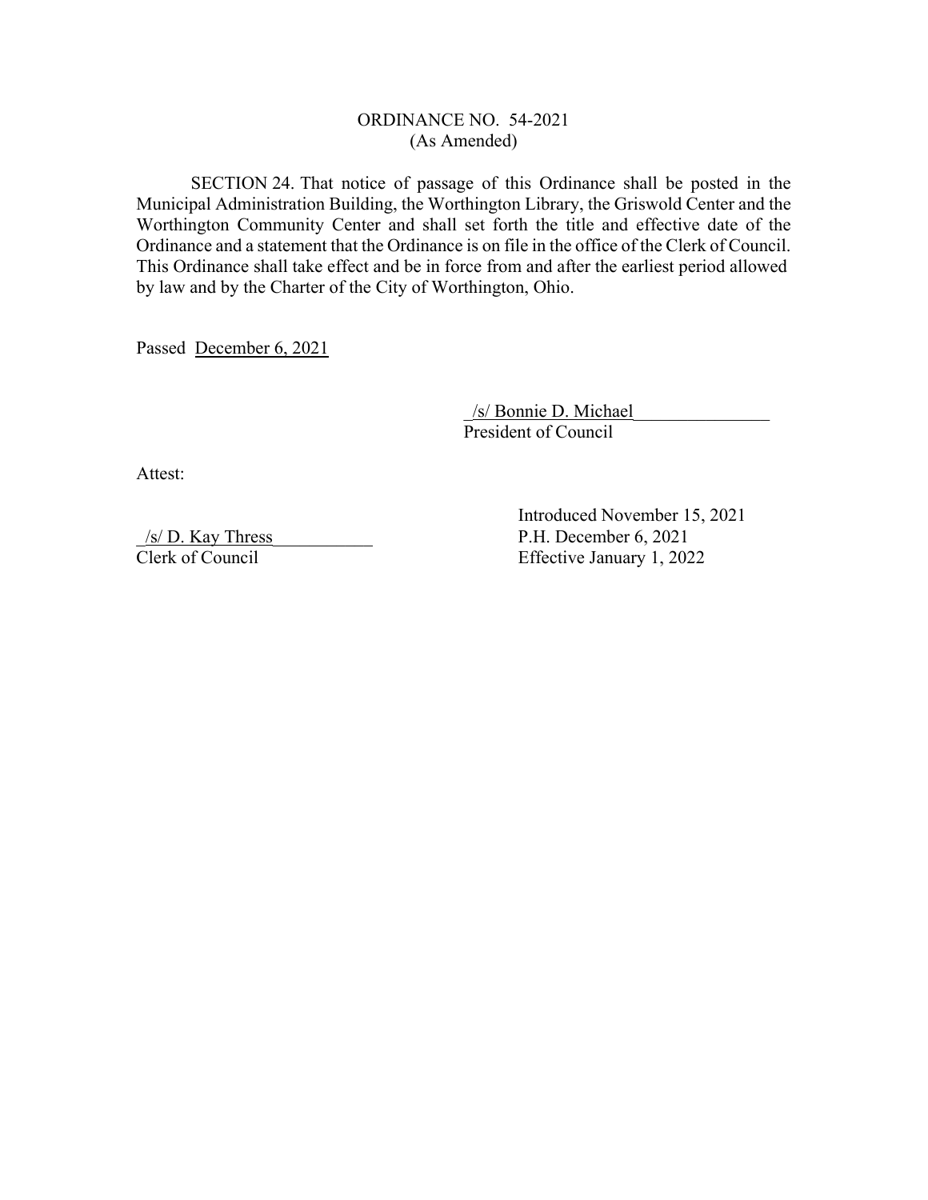ORDINANCE NO. 54-2021
(As Amended)

SECTION 24. That notice of passage of this Ordinance shall be posted in the Municipal Administration Building, the Worthington Library, the Griswold Center and the Worthington Community Center and shall set forth the title and effective date of the Ordinance and a statement that the Ordinance is on file in the office of the Clerk of Council. This Ordinance shall take effect and be in force from and after the earliest period allowed by law and by the Charter of the City of Worthington, Ohio.

Passed December 6, 2021

/s/ Bonnie D. Michael
President of Council

Attest:

/s/ D. Kay Thress
Clerk of Council

Introduced November 15, 2021
P.H. December 6, 2021
Effective January 1, 2022